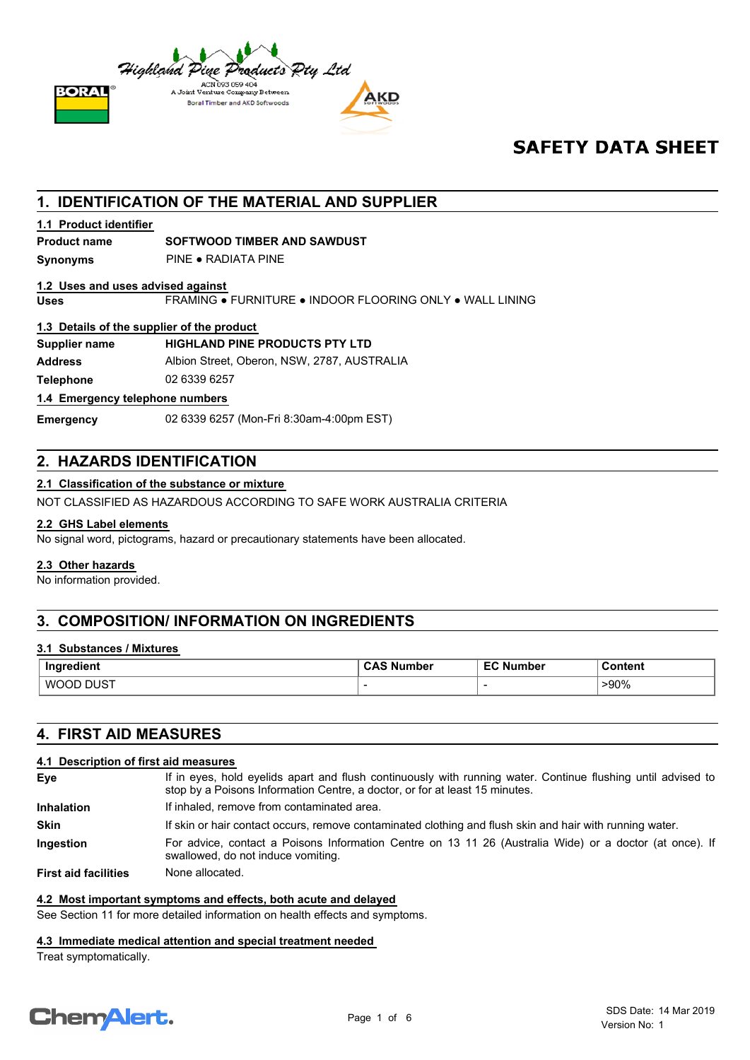Highland Pine Products Pty Ltd
ACN 093 059 404
A Joint Venture Company Between
Boral Timber and AKD Softwoods

# SAFETY DATA SHEET

## 1. IDENTIFICATION OF THE MATERIAL AND SUPPLIER

### 1.1 Product identifier

**Product name** SOFTWOOD TIMBER AND SAWDUST

**Synonyms** PINE • RADIATA PINE

### 1.2 Uses and uses advised against

**Uses** FRAMING • FURNITURE • INDOOR FLOORING ONLY • WALL LINING

### 1.3 Details of the supplier of the product

**Supplier name** HIGHLAND PINE PRODUCTS PTY LTD

**Address** Albion Street, Oberon, NSW, 2787, AUSTRALIA

**Telephone** 02 6339 6257

### 1.4 Emergency telephone numbers

**Emergency** 02 6339 6257 (Mon-Fri 8:30am-4:00pm EST)

## 2. HAZARDS IDENTIFICATION

### 2.1 Classification of the substance or mixture

NOT CLASSIFIED AS HAZARDOUS ACCORDING TO SAFE WORK AUSTRALIA CRITERIA

### 2.2 GHS Label elements

No signal word, pictograms, hazard or precautionary statements have been allocated.

### 2.3 Other hazards

No information provided.

## 3. COMPOSITION/ INFORMATION ON INGREDIENTS

### 3.1 Substances / Mixtures

| Ingredient | CAS Number | EC Number | Content |
|---|---|---|---|
| WOOD DUST | - | - | >90% |

## 4. FIRST AID MEASURES

### 4.1 Description of first aid measures

**Eye** If in eyes, hold eyelids apart and flush continuously with running water. Continue flushing until advised to stop by a Poisons Information Centre, a doctor, or for at least 15 minutes.

**Inhalation** If inhaled, remove from contaminated area.

**Skin** If skin or hair contact occurs, remove contaminated clothing and flush skin and hair with running water.

**Ingestion** For advice, contact a Poisons Information Centre on 13 11 26 (Australia Wide) or a doctor (at once). If swallowed, do not induce vomiting.

**First aid facilities** None allocated.

### 4.2 Most important symptoms and effects, both acute and delayed

See Section 11 for more detailed information on health effects and symptoms.

### 4.3 Immediate medical attention and special treatment needed

Treat symptomatically.

SDS Date: 14 Mar 2019
Version No: 1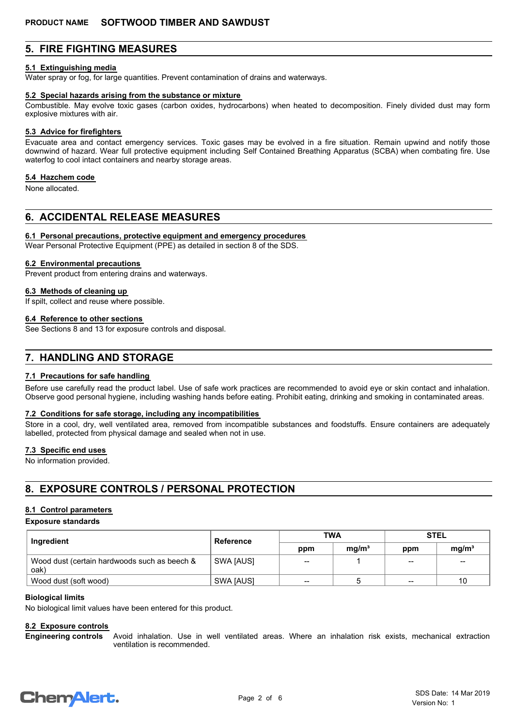## 5. FIRE FIGHTING MEASURES

### 5.1 Extinguishing media

Water spray or fog, for large quantities. Prevent contamination of drains and waterways.

### 5.2 Special hazards arising from the substance or mixture

Combustible. May evolve toxic gases (carbon oxides, hydrocarbons) when heated to decomposition. Finely divided dust may form explosive mixtures with air.

### 5.3 Advice for firefighters

Evacuate area and contact emergency services. Toxic gases may be evolved in a fire situation. Remain upwind and notify those downwind of hazard. Wear full protective equipment including Self Contained Breathing Apparatus (SCBA) when combating fire. Use waterfog to cool intact containers and nearby storage areas.

### 5.4 Hazchem code

None allocated.

## 6. ACCIDENTAL RELEASE MEASURES

### 6.1 Personal precautions, protective equipment and emergency procedures

Wear Personal Protective Equipment (PPE) as detailed in section 8 of the SDS.

### 6.2 Environmental precautions

Prevent product from entering drains and waterways.

### 6.3 Methods of cleaning up

If spilt, collect and reuse where possible.

### 6.4 Reference to other sections

See Sections 8 and 13 for exposure controls and disposal.

## 7. HANDLING AND STORAGE

### 7.1 Precautions for safe handling

Before use carefully read the product label. Use of safe work practices are recommended to avoid eye or skin contact and inhalation. Observe good personal hygiene, including washing hands before eating. Prohibit eating, drinking and smoking in contaminated areas.

### 7.2 Conditions for safe storage, including any incompatibilities

Store in a cool, dry, well ventilated area, removed from incompatible substances and foodstuffs. Ensure containers are adequately labelled, protected from physical damage and sealed when not in use.

### 7.3 Specific end uses

No information provided.

## 8. EXPOSURE CONTROLS / PERSONAL PROTECTION

### 8.1 Control parameters

**Exposure standards**

| Ingredient | Reference | TWA | | STEL | |
|---|---|---|---|---|---|
| | | ppm | mg/m³ | ppm | mg/m³ |
| Wood dust (certain hardwoods such as beech & oak) | SWA [AUS] | -- | 1 | -- | -- |
| Wood dust (soft wood) | SWA [AUS] | -- | 5 | -- | 10 |

**Biological limits**

No biological limit values have been entered for this product.

### 8.2 Exposure controls

**Engineering controls** Avoid inhalation. Use in well ventilated areas. Where an inhalation risk exists, mechanical extraction ventilation is recommended.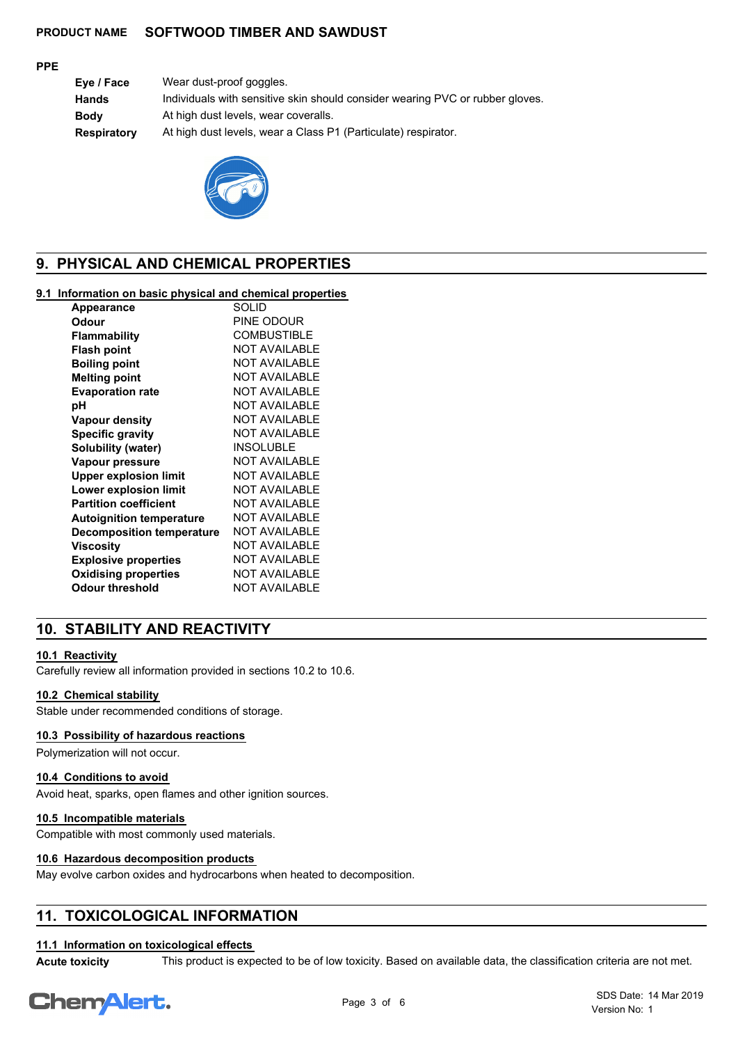**PRODUCT NAME SOFTWOOD TIMBER AND SAWDUST**

**PPE**

| | |
|---|---|
| **Eye / Face** | Wear dust-proof goggles. |
| **Hands** | Individuals with sensitive skin should consider wearing PVC or rubber gloves. |
| **Body** | At high dust levels, wear coveralls. |
| **Respiratory** | At high dust levels, wear a Class P1 (Particulate) respirator. |

## 9. PHYSICAL AND CHEMICAL PROPERTIES

### 9.1 Information on basic physical and chemical properties

| | |
|---|---|
| **Appearance** | SOLID |
| **Odour** | PINE ODOUR |
| **Flammability** | COMBUSTIBLE |
| **Flash point** | NOT AVAILABLE |
| **Boiling point** | NOT AVAILABLE |
| **Melting point** | NOT AVAILABLE |
| **Evaporation rate** | NOT AVAILABLE |
| **pH** | NOT AVAILABLE |
| **Vapour density** | NOT AVAILABLE |
| **Specific gravity** | NOT AVAILABLE |
| **Solubility (water)** | INSOLUBLE |
| **Vapour pressure** | NOT AVAILABLE |
| **Upper explosion limit** | NOT AVAILABLE |
| **Lower explosion limit** | NOT AVAILABLE |
| **Partition coefficient** | NOT AVAILABLE |
| **Autoignition temperature** | NOT AVAILABLE |
| **Decomposition temperature** | NOT AVAILABLE |
| **Viscosity** | NOT AVAILABLE |
| **Explosive properties** | NOT AVAILABLE |
| **Oxidising properties** | NOT AVAILABLE |
| **Odour threshold** | NOT AVAILABLE |

## 10. STABILITY AND REACTIVITY

### 10.1 Reactivity

Carefully review all information provided in sections 10.2 to 10.6.

### 10.2 Chemical stability

Stable under recommended conditions of storage.

### 10.3 Possibility of hazardous reactions

Polymerization will not occur.

### 10.4 Conditions to avoid

Avoid heat, sparks, open flames and other ignition sources.

### 10.5 Incompatible materials

Compatible with most commonly used materials.

### 10.6 Hazardous decomposition products

May evolve carbon oxides and hydrocarbons when heated to decomposition.

## 11. TOXICOLOGICAL INFORMATION

### 11.1 Information on toxicological effects

**Acute toxicity** This product is expected to be of low toxicity. Based on available data, the classification criteria are not met.

SDS Date: 14 Mar 2019
Version No: 1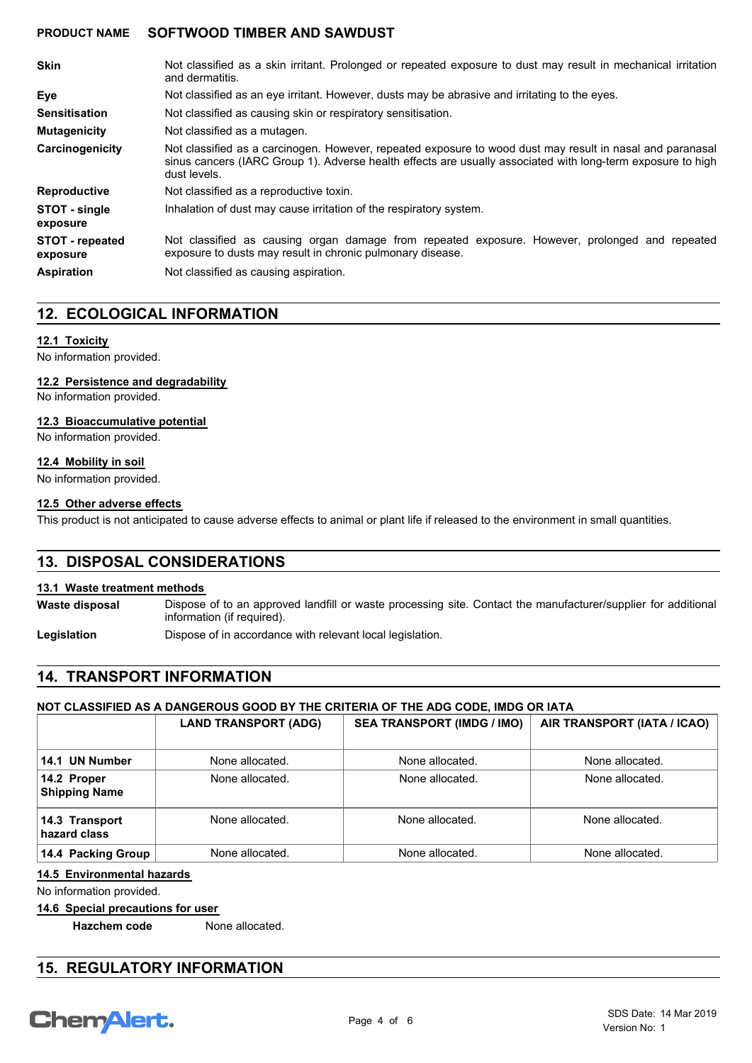| | |
|---|---|
| **Skin** | Not classified as a skin irritant. Prolonged or repeated exposure to dust may result in mechanical irritation and dermatitis. |
| **Eye** | Not classified as an eye irritant. However, dusts may be abrasive and irritating to the eyes. |
| **Sensitisation** | Not classified as causing skin or respiratory sensitisation. |
| **Mutagenicity** | Not classified as a mutagen. |
| **Carcinogenicity** | Not classified as a carcinogen. However, repeated exposure to wood dust may result in nasal and paranasal sinus cancers (IARC Group 1). Adverse health effects are usually associated with long-term exposure to high dust levels. |
| **Reproductive** | Not classified as a reproductive toxin. |
| **STOT - single exposure** | Inhalation of dust may cause irritation of the respiratory system. |
| **STOT - repeated exposure** | Not classified as causing organ damage from repeated exposure. However, prolonged and repeated exposure to dusts may result in chronic pulmonary disease. |
| **Aspiration** | Not classified as causing aspiration. |

## 12. ECOLOGICAL INFORMATION

### 12.1 Toxicity

No information provided.

### 12.2 Persistence and degradability

No information provided.

### 12.3 Bioaccumulative potential

No information provided.

### 12.4 Mobility in soil

No information provided.

### 12.5 Other adverse effects

This product is not anticipated to cause adverse effects to animal or plant life if released to the environment in small quantities.

## 13. DISPOSAL CONSIDERATIONS

### 13.1 Waste treatment methods

| | |
|---|---|
| **Waste disposal** | Dispose of to an approved landfill or waste processing site. Contact the manufacturer/supplier for additional information (if required). |
| **Legislation** | Dispose of in accordance with relevant local legislation. |

## 14. TRANSPORT INFORMATION

**NOT CLASSIFIED AS A DANGEROUS GOOD BY THE CRITERIA OF THE ADG CODE, IMDG OR IATA**

| | LAND TRANSPORT (ADG) | SEA TRANSPORT (IMDG / IMO) | AIR TRANSPORT (IATA / ICAO) |
|---|---|---|---|
| **14.1 UN Number** | None allocated. | None allocated. | None allocated. |
| **14.2 Proper Shipping Name** | None allocated. | None allocated. | None allocated. |
| **14.3 Transport hazard class** | None allocated. | None allocated. | None allocated. |
| **14.4 Packing Group** | None allocated. | None allocated. | None allocated. |

### 14.5 Environmental hazards

No information provided.

### 14.6 Special precautions for user

**Hazchem code** None allocated.

## 15. REGULATORY INFORMATION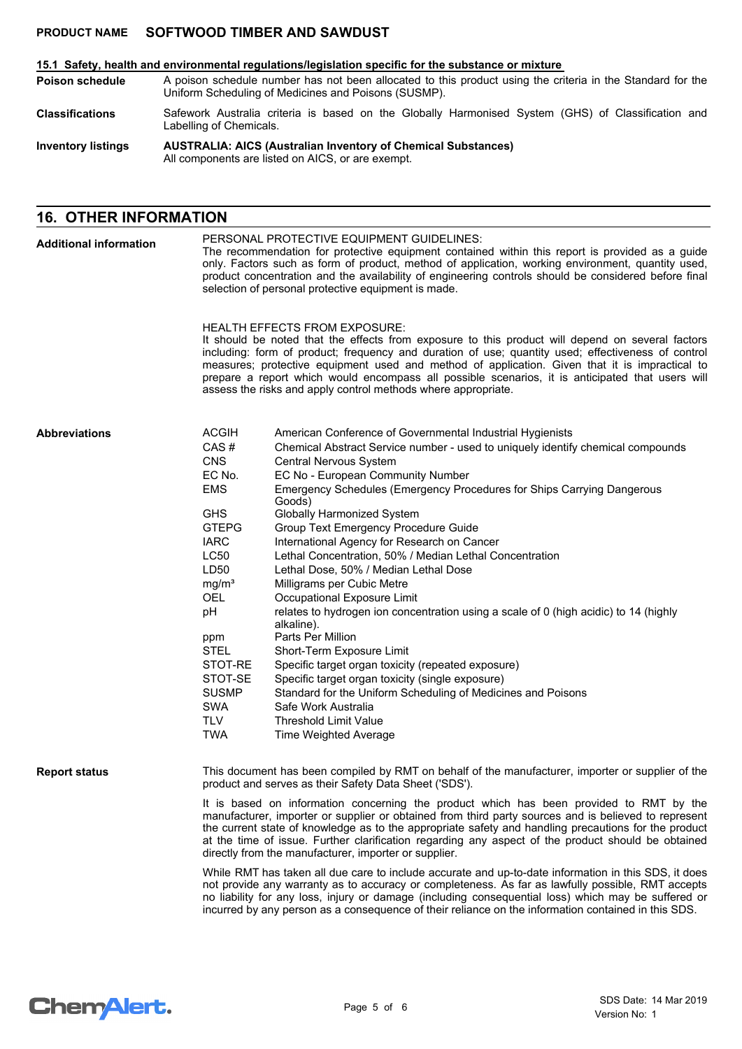### 15.1 Safety, health and environmental regulations/legislation specific for the substance or mixture

**Poison schedule** A poison schedule number has not been allocated to this product using the criteria in the Standard for the Uniform Scheduling of Medicines and Poisons (SUSMP).

**Classifications** Safework Australia criteria is based on the Globally Harmonised System (GHS) of Classification and Labelling of Chemicals.

**Inventory listings** **AUSTRALIA: AICS (Australian Inventory of Chemical Substances)**
All components are listed on AICS, or are exempt.

## 16. OTHER INFORMATION

**Additional information**

PERSONAL PROTECTIVE EQUIPMENT GUIDELINES:
The recommendation for protective equipment contained within this report is provided as a guide only. Factors such as form of product, method of application, working environment, quantity used, product concentration and the availability of engineering controls should be considered before final selection of personal protective equipment is made.

HEALTH EFFECTS FROM EXPOSURE:
It should be noted that the effects from exposure to this product will depend on several factors including: form of product; frequency and duration of use; quantity used; effectiveness of control measures; protective equipment used and method of application. Given that it is impractical to prepare a report which would encompass all possible scenarios, it is anticipated that users will assess the risks and apply control methods where appropriate.

**Abbreviations**

| | |
|---|---|
| ACGIH | American Conference of Governmental Industrial Hygienists |
| CAS # | Chemical Abstract Service number - used to uniquely identify chemical compounds |
| CNS | Central Nervous System |
| EC No. | EC No - European Community Number |
| EMS | Emergency Schedules (Emergency Procedures for Ships Carrying Dangerous Goods) |
| GHS | Globally Harmonized System |
| GTEPG | Group Text Emergency Procedure Guide |
| IARC | International Agency for Research on Cancer |
| LC50 | Lethal Concentration, 50% / Median Lethal Concentration |
| LD50 | Lethal Dose, 50% / Median Lethal Dose |
| $mg/m^3$ | Milligrams per Cubic Metre |
| OEL | Occupational Exposure Limit |
| pH | relates to hydrogen ion concentration using a scale of 0 (high acidic) to 14 (highly alkaline). |
| ppm | Parts Per Million |
| STEL | Short-Term Exposure Limit |
| STOT-RE | Specific target organ toxicity (repeated exposure) |
| STOT-SE | Specific target organ toxicity (single exposure) |
| SUSMP | Standard for the Uniform Scheduling of Medicines and Poisons |
| SWA | Safe Work Australia |
| TLV | Threshold Limit Value |
| TWA | Time Weighted Average |

**Report status**

This document has been compiled by RMT on behalf of the manufacturer, importer or supplier of the product and serves as their Safety Data Sheet ('SDS').

It is based on information concerning the product which has been provided to RMT by the manufacturer, importer or supplier or obtained from third party sources and is believed to represent the current state of knowledge as to the appropriate safety and handling precautions for the product at the time of issue. Further clarification regarding any aspect of the product should be obtained directly from the manufacturer, importer or supplier.

While RMT has taken all due care to include accurate and up-to-date information in this SDS, it does not provide any warranty as to accuracy or completeness. As far as lawfully possible, RMT accepts no liability for any loss, injury or damage (including consequential loss) which may be suffered or incurred by any person as a consequence of their reliance on the information contained in this SDS.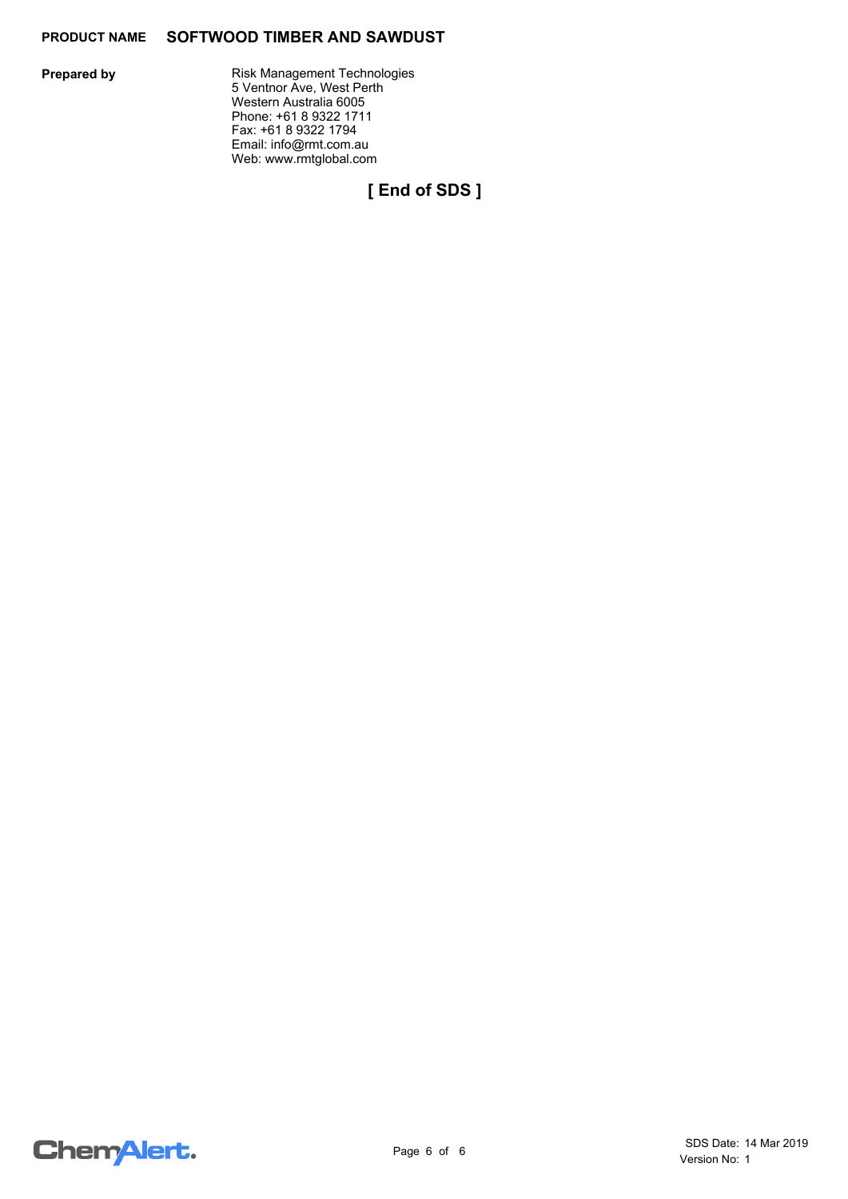| | |
|---|---|
| **Prepared by** | Risk Management Technologies<br>5 Ventnor Ave, West Perth<br>Western Australia 6005<br>Phone: +61 8 9322 1711<br>Fax: +61 8 9322 1794<br>Email: info@rmt.com.au<br>Web: www.rmtglobal.com |

**[ End of SDS ]**